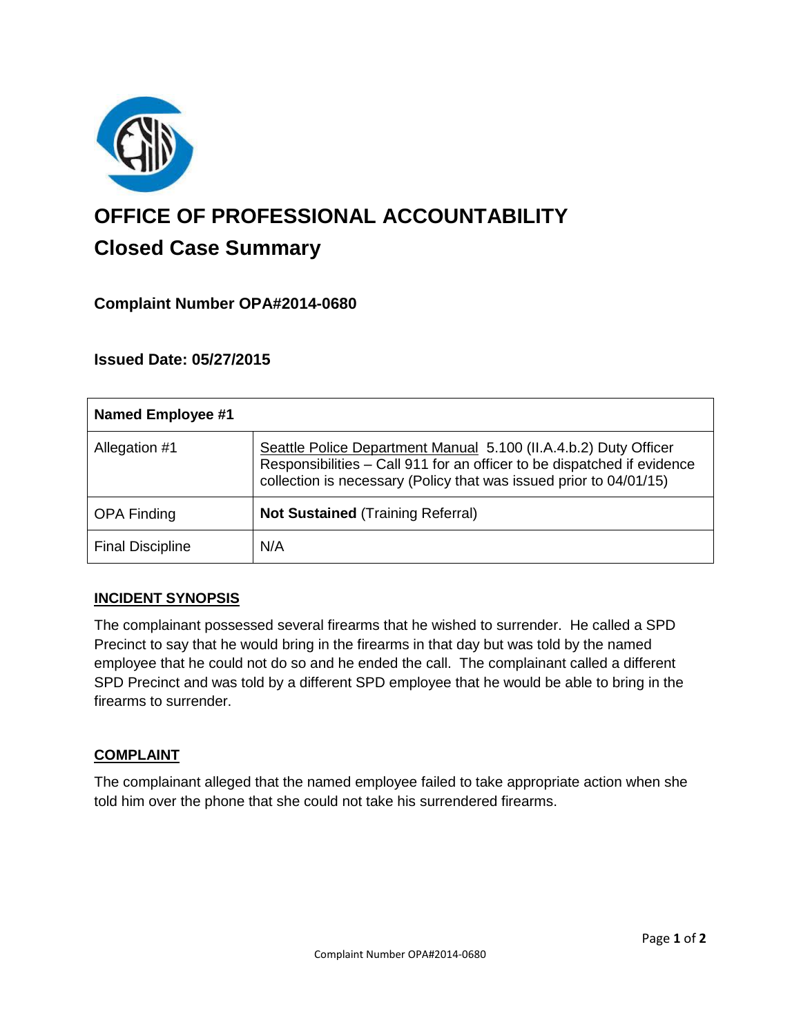# OFFICE OF PROFESSIONAL ACCOUNTABILITY

## Closed Case Summary

### Complaint Number OPA#2014-0680

### Issued Date: 05/27/2015

| Named Employee #1 | |
|---|---|
| Allegation #1 | Seattle Police Department Manual 5.100 (II.A.4.b.2) Duty Officer Responsibilities – Call 911 for an officer to be dispatched if evidence collection is necessary (Policy that was issued prior to 04/01/15) |
| OPA Finding | **Not Sustained** (Training Referral) |
| Final Discipline | N/A |

### INCIDENT SYNOPSIS

The complainant possessed several firearms that he wished to surrender. He called a SPD Precinct to say that he would bring in the firearms in that day but was told by the named employee that he could not do so and he ended the call. The complainant called a different SPD Precinct and was told by a different SPD employee that he would be able to bring in the firearms to surrender.

### COMPLAINT

The complainant alleged that the named employee failed to take appropriate action when she told him over the phone that she could not take his surrendered firearms.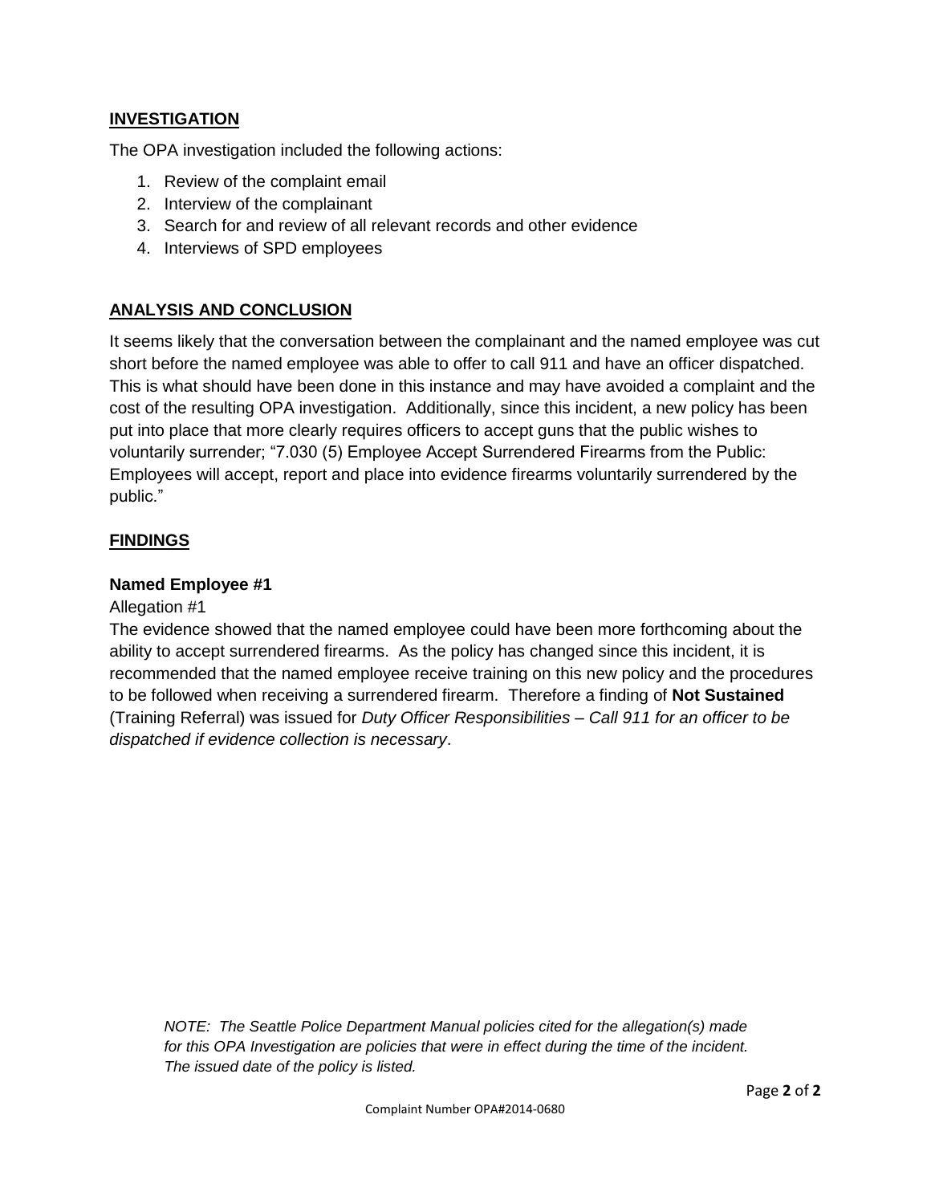## INVESTIGATION

The OPA investigation included the following actions:

1. Review of the complaint email
2. Interview of the complainant
3. Search for and review of all relevant records and other evidence
4. Interviews of SPD employees

## ANALYSIS AND CONCLUSION

It seems likely that the conversation between the complainant and the named employee was cut short before the named employee was able to offer to call 911 and have an officer dispatched. This is what should have been done in this instance and may have avoided a complaint and the cost of the resulting OPA investigation. Additionally, since this incident, a new policy has been put into place that more clearly requires officers to accept guns that the public wishes to voluntarily surrender; "7.030 (5) Employee Accept Surrendered Firearms from the Public: Employees will accept, report and place into evidence firearms voluntarily surrendered by the public."

## FINDINGS

### Named Employee #1

Allegation #1

The evidence showed that the named employee could have been more forthcoming about the ability to accept surrendered firearms. As the policy has changed since this incident, it is recommended that the named employee receive training on this new policy and the procedures to be followed when receiving a surrendered firearm. Therefore a finding of **Not Sustained** (Training Referral) was issued for *Duty Officer Responsibilities – Call 911 for an officer to be dispatched if evidence collection is necessary*.

*NOTE: The Seattle Police Department Manual policies cited for the allegation(s) made for this OPA Investigation are policies that were in effect during the time of the incident. The issued date of the policy is listed.*

Complaint Number OPA#2014-0680